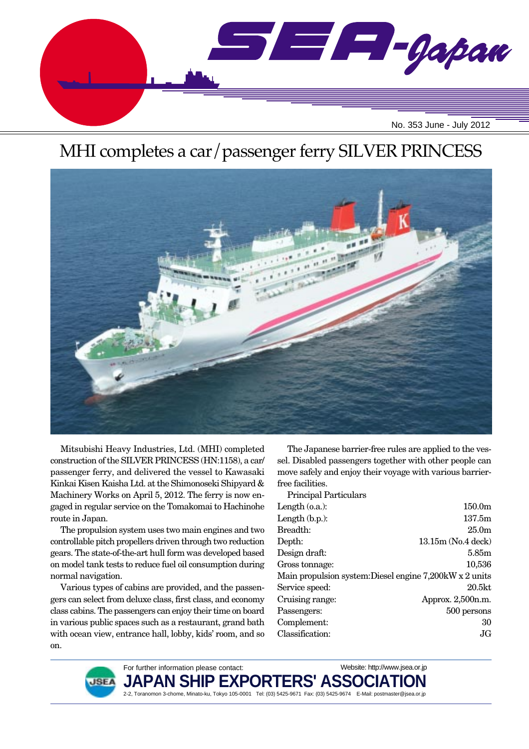# SEA-Japan

No. 353 June - July 2012

# MHI completes a car/passenger ferry SILVER PRINCESS

Mitsubishi Heavy Industries, Ltd. (MHI) completed construction of the SILVER PRINCESS (HN:1158), a car/passenger ferry, and delivered the vessel to Kawasaki Kinkai Kisen Kaisha Ltd. at the Shimonoseki Shipyard & Machinery Works on April 5, 2012. The ferry is now engaged in regular service on the Tomakomai to Hachinohe route in Japan.

The propulsion system uses two main engines and two controllable pitch propellers driven through two reduction gears. The state-of-the-art hull form was developed based on model tank tests to reduce fuel oil consumption during normal navigation.

Various types of cabins are provided, and the passengers can select from deluxe class, first class, and economy class cabins. The passengers can enjoy their time on board in various public spaces such as a restaurant, grand bath with ocean view, entrance hall, lobby, kids' room, and so on.

The Japanese barrier-free rules are applied to the vessel. Disabled passengers together with other people can move safely and enjoy their voyage with various barrier-free facilities.

Principal Particulars

| | |
|---|---|
| Length (o.a.): | 150.0m |
| Length (b.p.): | 137.5m |
| Breadth: | 25.0m |
| Depth: | 13.15m (No.4 deck) |
| Design draft: | 5.85m |
| Gross tonnage: | 10,536 |
| Main propulsion system: | Diesel engine 7,200kW x 2 units |
| Service speed: | 20.5kt |
| Cruising range: | Approx. 2,500n.m. |
| Passengers: | 500 persons |
| Complement: | 30 |
| Classification: | JG |

For further information please contact:
Website: http://www.jsea.or.jp
**JAPAN SHIP EXPORTERS' ASSOCIATION**
2-2, Toranomon 3-chome, Minato-ku, Tokyo 105-0001 Tel: (03) 5425-9671 Fax: (03) 5425-9674 E-Mail: postmaster@jsea.or.jp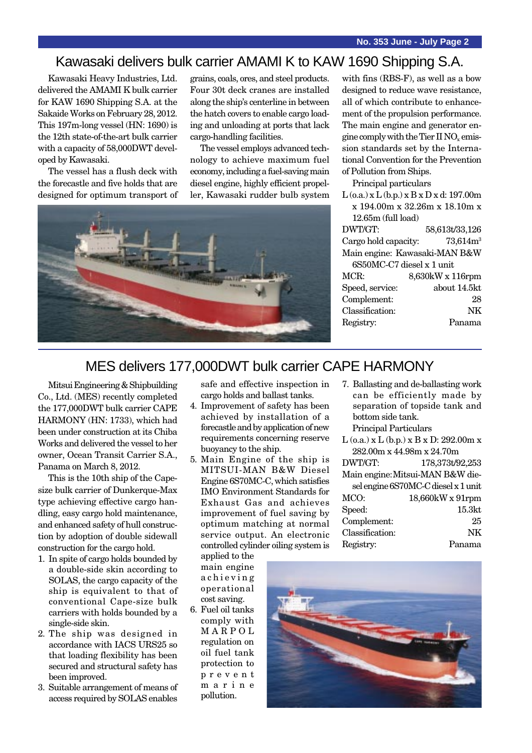## Kawasaki delivers bulk carrier AMAMI K to KAW 1690 Shipping S.A.

Kawasaki Heavy Industries, Ltd. delivered the AMAMI K bulk carrier for KAW 1690 Shipping S.A. at the Sakaide Works on February 28, 2012. This 197m-long vessel (HN: 1690) is the 12th state-of-the-art bulk carrier with a capacity of 58,000DWT developed by Kawasaki.

The vessel has a flush deck with the forecastle and five holds that are designed for optimum transport of grains, coals, ores, and steel products. Four 30t deck cranes are installed along the ship's centerline in between the hatch covers to enable cargo loading and unloading at ports that lack cargo-handling facilities.

The vessel employs advanced technology to achieve maximum fuel economy, including a fuel-saving main diesel engine, highly efficient propeller, Kawasaki rudder bulb system with fins (RBS-F), as well as a bow designed to reduce wave resistance, all of which contribute to enhancement of the propulsion performance. The main engine and generator engine comply with the Tier II $NO_x$ emission standards set by the International Convention for the Prevention of Pollution from Ships.

Principal particulars

L (o.a.) x L (b.p.) x B x D x d: 197.00m x 194.00m x 32.26m x 18.10m x 12.65m (full load)

| | |
|---|---|
| DWT/GT: | 58,613t/33,126 |
| Cargo hold capacity: | 73,614m$^3$ |
| Main engine: | Kawasaki-MAN B&W 6S50MC-C7 diesel x 1 unit |
| MCR: | 8,630kW x 116rpm |
| Speed, service: | about 14.5kt |
| Complement: | 28 |
| Classification: | NK |
| Registry: | Panama |

## MES delivers 177,000DWT bulk carrier CAPE HARMONY

Mitsui Engineering & Shipbuilding Co., Ltd. (MES) recently completed the 177,000DWT bulk carrier CAPE HARMONY (HN: 1733), which had been under construction at its Chiba Works and delivered the vessel to her owner, Ocean Transit Carrier S.A., Panama on March 8, 2012.

This is the 10th ship of the Capesize bulk carrier of Dunkerque-Max type achieving effective cargo handling, easy cargo hold maintenance, and enhanced safety of hull construction by adoption of double sidewall construction for the cargo hold.

1. In spite of cargo holds bounded by a double-side skin according to SOLAS, the cargo capacity of the ship is equivalent to that of conventional Cape-size bulk carriers with holds bounded by a single-side skin.
2. The ship was designed in accordance with IACS URS25 so that loading flexibility has been secured and structural safety has been improved.
3. Suitable arrangement of means of access required by SOLAS enables safe and effective inspection in cargo holds and ballast tanks.
4. Improvement of safety has been achieved by installation of a forecastle and by application of new requirements concerning reserve buoyancy to the ship.
5. Main Engine of the ship is MITSUI-MAN B&W Diesel Engine 6S70MC-C, which satisfies IMO Environment Standards for Exhaust Gas and achieves improvement of fuel saving by optimum matching at normal service output. An electronic controlled cylinder oiling system is applied to the main engine achieving operational cost saving.
6. Fuel oil tanks comply with MARPOL regulation on oil fuel tank protection to prevent marine pollution.
7. Ballasting and de-ballasting work can be efficiently made by separation of topside tank and bottom side tank.

Principal Particulars

L (o.a.) x L (b.p.) x B x D: 292.00m x 282.00m x 44.98m x 24.70m

| | |
|---|---|
| DWT/GT: | 178,373t/92,253 |
| Main engine: | Mitsui-MAN B&W diesel engine 6S70MC-C diesel x 1 unit |
| MCO: | 18,660kW x 91rpm |
| Speed: | 15.3kt |
| Complement: | 25 |
| Classification: | NK |
| Registry: | Panama |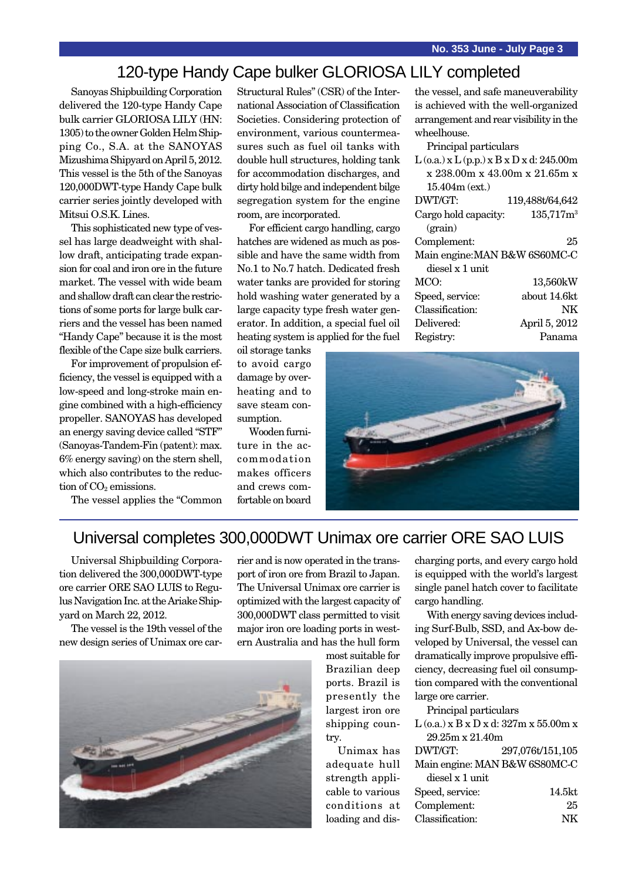## 120-type Handy Cape bulker GLORIOSA LILY completed

Sanoyas Shipbuilding Corporation delivered the 120-type Handy Cape bulk carrier GLORIOSA LILY (HN: 1305) to the owner Golden Helm Shipping Co., S.A. at the SANOYAS Mizushima Shipyard on April 5, 2012. This vessel is the 5th of the Sanoyas 120,000DWT-type Handy Cape bulk carrier series jointly developed with Mitsui O.S.K. Lines.

This sophisticated new type of vessel has large deadweight with shallow draft, anticipating trade expansion for coal and iron ore in the future market. The vessel with wide beam and shallow draft can clear the restrictions of some ports for large bulk carriers and the vessel has been named "Handy Cape" because it is the most flexible of the Cape size bulk carriers.

For improvement of propulsion efficiency, the vessel is equipped with a low-speed and long-stroke main engine combined with a high-efficiency propeller. SANOYAS has developed an energy saving device called "STF" (Sanoyas-Tandem-Fin (patent): max. 6% energy saving) on the stern shell, which also contributes to the reduction of $CO_2$ emissions.

The vessel applies the "Common Structural Rules" (CSR) of the International Association of Classification Societies. Considering protection of environment, various countermeasures such as fuel oil tanks with double hull structures, holding tank for accommodation discharges, and dirty hold bilge and independent bilge segregation system for the engine room, are incorporated.

For efficient cargo handling, cargo hatches are widened as much as possible and have the same width from No.1 to No.7 hatch. Dedicated fresh water tanks are provided for storing hold washing water generated by a large capacity type fresh water generator. In addition, a special fuel oil heating system is applied for the fuel oil storage tanks to avoid cargo damage by overheating and to save steam consumption.

Wooden furniture in the accommodation makes officers and crews comfortable on board the vessel, and safe maneuverability is achieved with the well-organized arrangement and rear visibility in the wheelhouse.

Principal particulars

L (o.a.) x L (p.p.) x B x D x d: 245.00m x 238.00m x 43.00m x 21.65m x 15.404m (ext.)

| | |
|---|---|
| DWT/GT: | 119,488t/64,642 |
| Cargo hold capacity: | 135,717m³ (grain) |
| Complement: | 25 |
| Main engine: | MAN B&W 6S60MC-C diesel x 1 unit |
| MCO: | 13,560kW |
| Speed, service: | about 14.6kt |
| Classification: | NK |
| Delivered: | April 5, 2012 |
| Registry: | Panama |

## Universal completes 300,000DWT Unimax ore carrier ORE SAO LUIS

Universal Shipbuilding Corporation delivered the 300,000DWT-type ore carrier ORE SAO LUIS to Regulus Navigation Inc. at the Ariake Shipyard on March 22, 2012.

The vessel is the 19th vessel of the new design series of Unimax ore carrier and is now operated in the transport of iron ore from Brazil to Japan. The Universal Unimax ore carrier is optimized with the largest capacity of 300,000DWT class permitted to visit major iron ore loading ports in western Australia and has the hull form most suitable for Brazilian deep ports. Brazil is presently the largest iron ore shipping country.

Unimax has adequate hull strength applicable to various conditions at loading and discharging ports, and every cargo hold is equipped with the world's largest single panel hatch cover to facilitate cargo handling.

With energy saving devices including Surf-Bulb, SSD, and Ax-bow developed by Universal, the vessel can dramatically improve propulsive efficiency, decreasing fuel oil consumption compared with the conventional large ore carrier.

Principal particulars

L (o.a.) x B x D x d: 327m x 55.00m x 29.25m x 21.40m

| | |
|---|---|
| DWT/GT: | 297,076t/151,105 |
| Main engine: | MAN B&W 6S80MC-C diesel x 1 unit |
| Speed, service: | 14.5kt |
| Complement: | 25 |
| Classification: | NK |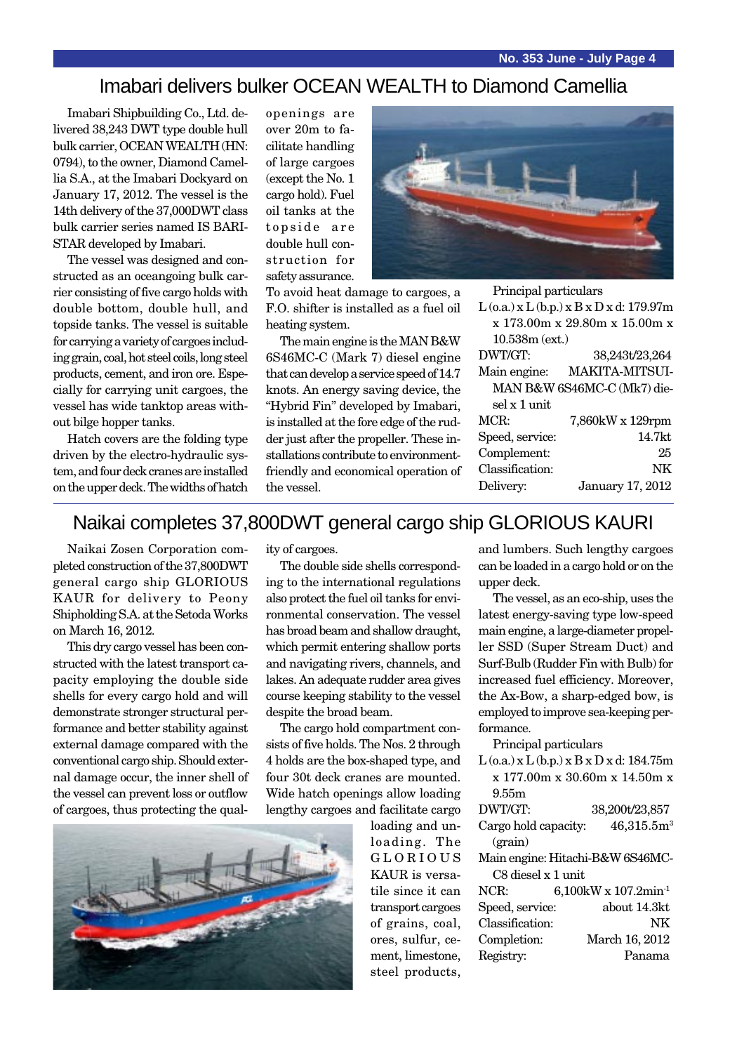# Imabari delivers bulker OCEAN WEALTH to Diamond Camellia

Imabari Shipbuilding Co., Ltd. delivered 38,243 DWT type double hull bulk carrier, OCEAN WEALTH (HN: 0794), to the owner, Diamond Camellia S.A., at the Imabari Dockyard on January 17, 2012. The vessel is the 14th delivery of the 37,000DWT class bulk carrier series named IS BARISTAR developed by Imabari.

The vessel was designed and constructed as an oceangoing bulk carrier consisting of five cargo holds with double bottom, double hull, and topside tanks. The vessel is suitable for carrying a variety of cargoes including grain, coal, hot steel coils, long steel products, cement, and iron ore. Especially for carrying unit cargoes, the vessel has wide tanktop areas without bilge hopper tanks.

Hatch covers are the folding type driven by the electro-hydraulic system, and four deck cranes are installed on the upper deck. The widths of hatch openings are over 20m to facilitate handling of large cargoes (except the No. 1 cargo hold). Fuel oil tanks at the topside are double hull construction for safety assurance. To avoid heat damage to cargoes, a F.O. shifter is installed as a fuel oil heating system.

The main engine is the MAN B&W 6S46MC-C (Mark 7) diesel engine that can develop a service speed of 14.7 knots. An energy saving device, the "Hybrid Fin" developed by Imabari, is installed at the fore edge of the rudder just after the propeller. These installations contribute to environment-friendly and economical operation of the vessel.

Principal particulars

- L (o.a.) x L (b.p.) x B x D x d: 179.97m x 173.00m x 29.80m x 15.00m x 10.538m (ext.)
- DWT/GT: 38,243t/23,264
- Main engine: MAKITA-MITSUI-MAN B&W 6S46MC-C (Mk7) diesel x 1 unit
- MCR: 7,860kW x 129rpm
- Speed, service: 14.7kt
- Complement: 25
- Classification: NK
- Delivery: January 17, 2012

# Naikai completes 37,800DWT general cargo ship GLORIOUS KAURI

Naikai Zosen Corporation completed construction of the 37,800DWT general cargo ship GLORIOUS KAUR for delivery to Peony Shipholding S.A. at the Setoda Works on March 16, 2012.

This dry cargo vessel has been constructed with the latest transport capacity employing the double side shells for every cargo hold and will demonstrate stronger structural performance and better stability against external damage compared with the conventional cargo ship. Should external damage occur, the inner shell of the vessel can prevent loss or outflow of cargoes, thus protecting the quality of cargoes.

The double side shells corresponding to the international regulations also protect the fuel oil tanks for environmental conservation. The vessel has broad beam and shallow draught, which permit entering shallow ports and navigating rivers, channels, and lakes. An adequate rudder area gives course keeping stability to the vessel despite the broad beam.

The cargo hold compartment consists of five holds. The Nos. 2 through 4 holds are the box-shaped type, and four 30t deck cranes are mounted. Wide hatch openings allow loading lengthy cargoes and facilitate cargo loading and unloading. The GLORIOUS KAUR is versatile since it can transport cargoes of grains, coal, ores, sulfur, cement, limestone, steel products, and lumbers. Such lengthy cargoes can be loaded in a cargo hold or on the upper deck.

The vessel, as an eco-ship, uses the latest energy-saving type low-speed main engine, a large-diameter propeller SSD (Super Stream Duct) and Surf-Bulb (Rudder Fin with Bulb) for increased fuel efficiency. Moreover, the Ax-Bow, a sharp-edged bow, is employed to improve sea-keeping performance.

Principal particulars

- L (o.a.) x L (b.p.) x B x D x d: 184.75m x 177.00m x 30.60m x 14.50m x 9.55m
- DWT/GT: 38,200t/23,857
- Cargo hold capacity: 46,315.5m$^3$ (grain)
- Main engine: Hitachi-B&W 6S46MC-C8 diesel x 1 unit
- NCR: 6,100kW x 107.2min$^{-1}$
- Speed, service: about 14.3kt
- Classification: NK
- Completion: March 16, 2012
- Registry: Panama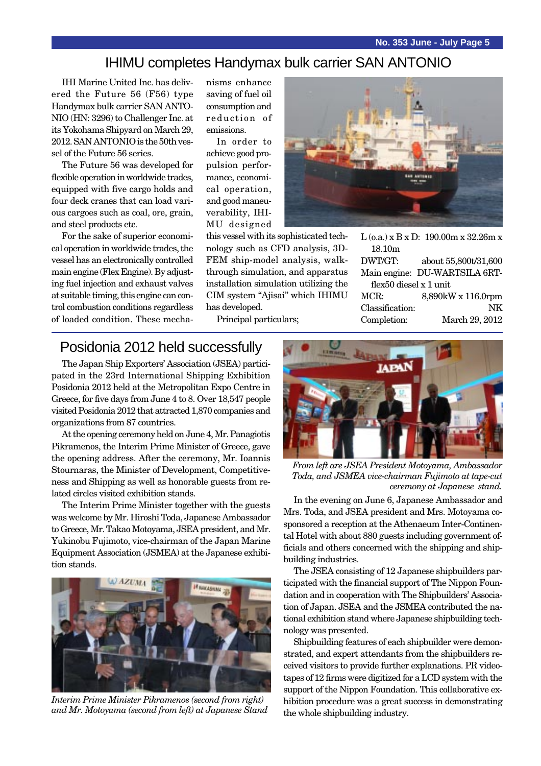# IHIMU completes Handymax bulk carrier SAN ANTONIO

IHI Marine United Inc. has delivered the Future 56 (F56) type Handymax bulk carrier SAN ANTONIO (HN: 3296) to Challenger Inc. at its Yokohama Shipyard on March 29, 2012. SAN ANTONIO is the 50th vessel of the Future 56 series.

The Future 56 was developed for flexible operation in worldwide trades, equipped with five cargo holds and four deck cranes that can load various cargoes such as coal, ore, grain, and steel products etc.

For the sake of superior economical operation in worldwide trades, the vessel has an electronically controlled main engine (Flex Engine). By adjusting fuel injection and exhaust valves at suitable timing, this engine can control combustion conditions regardless of loaded condition. These mechanisms enhance saving of fuel oil consumption and reduction of emissions.

In order to achieve good propulsion performance, economical operation, and good maneuverability, IHIMU designed this vessel with its sophisticated technology such as CFD analysis, 3D-FEM ship-model analysis, walk-through simulation, and apparatus installation simulation utilizing the CIM system "Ajisai" which IHIMU has developed.

Principal particulars;

L (o.a.) x B x D: 190.00m x 32.26m x 18.10m
DWT/GT: about 55,800t/31,600
Main engine: DU-WARTSILA 6RT-flex50 diesel x 1 unit
MCR: 8,890kW x 116.0rpm
Classification: NK
Completion: March 29, 2012

# Posidonia 2012 held successfully

The Japan Ship Exporters' Association (JSEA) participated in the 23rd International Shipping Exhibition Posidonia 2012 held at the Metropolitan Expo Centre in Greece, for five days from June 4 to 8. Over 18,547 people visited Posidonia 2012 that attracted 1,870 companies and organizations from 87 countries.

At the opening ceremony held on June 4, Mr. Panagiotis Pikramenos, the Interim Prime Minister of Greece, gave the opening address. After the ceremony, Mr. Ioannis Stournaras, the Minister of Development, Competitiveness and Shipping as well as honorable guests from related circles visited exhibition stands.

The Interim Prime Minister together with the guests was welcome by Mr. Hiroshi Toda, Japanese Ambassador to Greece, Mr. Takao Motoyama, JSEA president, and Mr. Yukinobu Fujimoto, vice-chairman of the Japan Marine Equipment Association (JSMEA) at the Japanese exhibition stands.

*Interim Prime Minister Pikramenos (second from right) and Mr. Motoyama (second from left) at Japanese Stand*

*From left are JSEA President Motoyama, Ambassador Toda, and JSMEA vice-chairman Fujimoto at tape-cut ceremony at Japanese stand.*

In the evening on June 6, Japanese Ambassador and Mrs. Toda, and JSEA president and Mrs. Motoyama co-sponsored a reception at the Athenaeum Inter-Continental Hotel with about 880 guests including government officials and others concerned with the shipping and shipbuilding industries.

The JSEA consisting of 12 Japanese shipbuilders participated with the financial support of The Nippon Foundation and in cooperation with The Shipbuilders' Association of Japan. JSEA and the JSMEA contributed the national exhibition stand where Japanese shipbuilding technology was presented.

Shipbuilding features of each shipbuilder were demonstrated, and expert attendants from the shipbuilders received visitors to provide further explanations. PR videotapes of 12 firms were digitized for a LCD system with the support of the Nippon Foundation. This collaborative exhibition procedure was a great success in demonstrating the whole shipbuilding industry.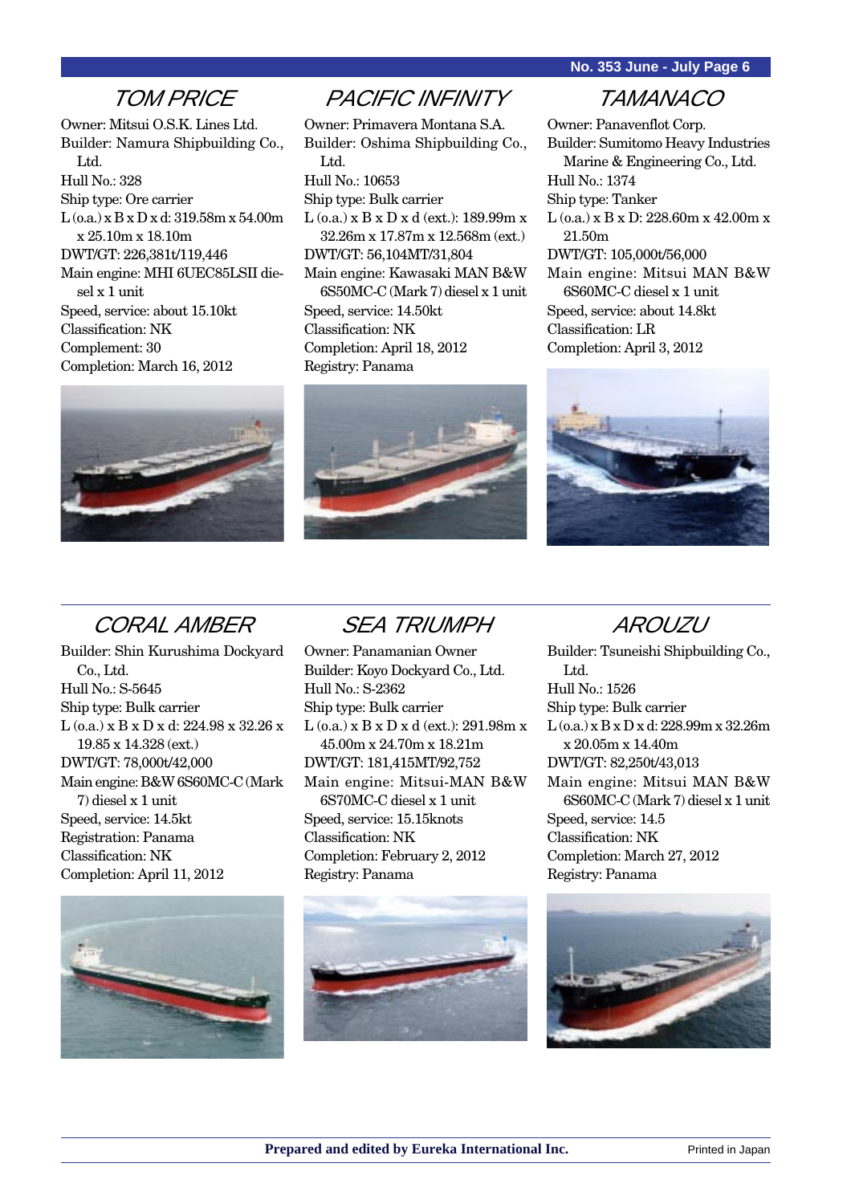## TOM PRICE

Owner: Mitsui O.S.K. Lines Ltd.
Builder: Namura Shipbuilding Co., Ltd.
Hull No.: 328
Ship type: Ore carrier
L (o.a.) x B x D x d: 319.58m x 54.00m x 25.10m x 18.10m
DWT/GT: 226,381t/119,446
Main engine: MHI 6UEC85LSII diesel x 1 unit
Speed, service: about 15.10kt
Classification: NK
Complement: 30
Completion: March 16, 2012

## PACIFIC INFINITY

Owner: Primavera Montana S.A.
Builder: Oshima Shipbuilding Co., Ltd.
Hull No.: 10653
Ship type: Bulk carrier
L (o.a.) x B x D x d (ext.): 189.99m x 32.26m x 17.87m x 12.568m (ext.)
DWT/GT: 56,104MT/31,804
Main engine: Kawasaki MAN B&W 6S50MC-C (Mark 7) diesel x 1 unit
Speed, service: 14.50kt
Classification: NK
Completion: April 18, 2012
Registry: Panama

## TAMANACO

Owner: Panavenflot Corp.
Builder: Sumitomo Heavy Industries Marine & Engineering Co., Ltd.
Hull No.: 1374
Ship type: Tanker
L (o.a.) x B x D: 228.60m x 42.00m x 21.50m
DWT/GT: 105,000t/56,000
Main engine: Mitsui MAN B&W 6S60MC-C diesel x 1 unit
Speed, service: about 14.8kt
Classification: LR
Completion: April 3, 2012

## CORAL AMBER

Builder: Shin Kurushima Dockyard Co., Ltd.
Hull No.: S-5645
Ship type: Bulk carrier
L (o.a.) x B x D x d: 224.98 x 32.26 x 19.85 x 14.328 (ext.)
DWT/GT: 78,000t/42,000
Main engine: B&W 6S60MC-C (Mark 7) diesel x 1 unit
Speed, service: 14.5kt
Registration: Panama
Classification: NK
Completion: April 11, 2012

## SEA TRIUMPH

Owner: Panamanian Owner
Builder: Koyo Dockyard Co., Ltd.
Hull No.: S-2362
Ship type: Bulk carrier
L (o.a.) x B x D x d (ext.): 291.98m x 45.00m x 24.70m x 18.21m
DWT/GT: 181,415MT/92,752
Main engine: Mitsui-MAN B&W 6S70MC-C diesel x 1 unit
Speed, service: 15.15knots
Classification: NK
Completion: February 2, 2012
Registry: Panama

## AROUZU

Builder: Tsuneishi Shipbuilding Co., Ltd.
Hull No.: 1526
Ship type: Bulk carrier
L (o.a.) x B x D x d: 228.99m x 32.26m x 20.05m x 14.40m
DWT/GT: 82,250t/43,013
Main engine: Mitsui MAN B&W 6S60MC-C (Mark 7) diesel x 1 unit
Speed, service: 14.5
Classification: NK
Completion: March 27, 2012
Registry: Panama

**Prepared and edited by Eureka International Inc.**

Printed in Japan